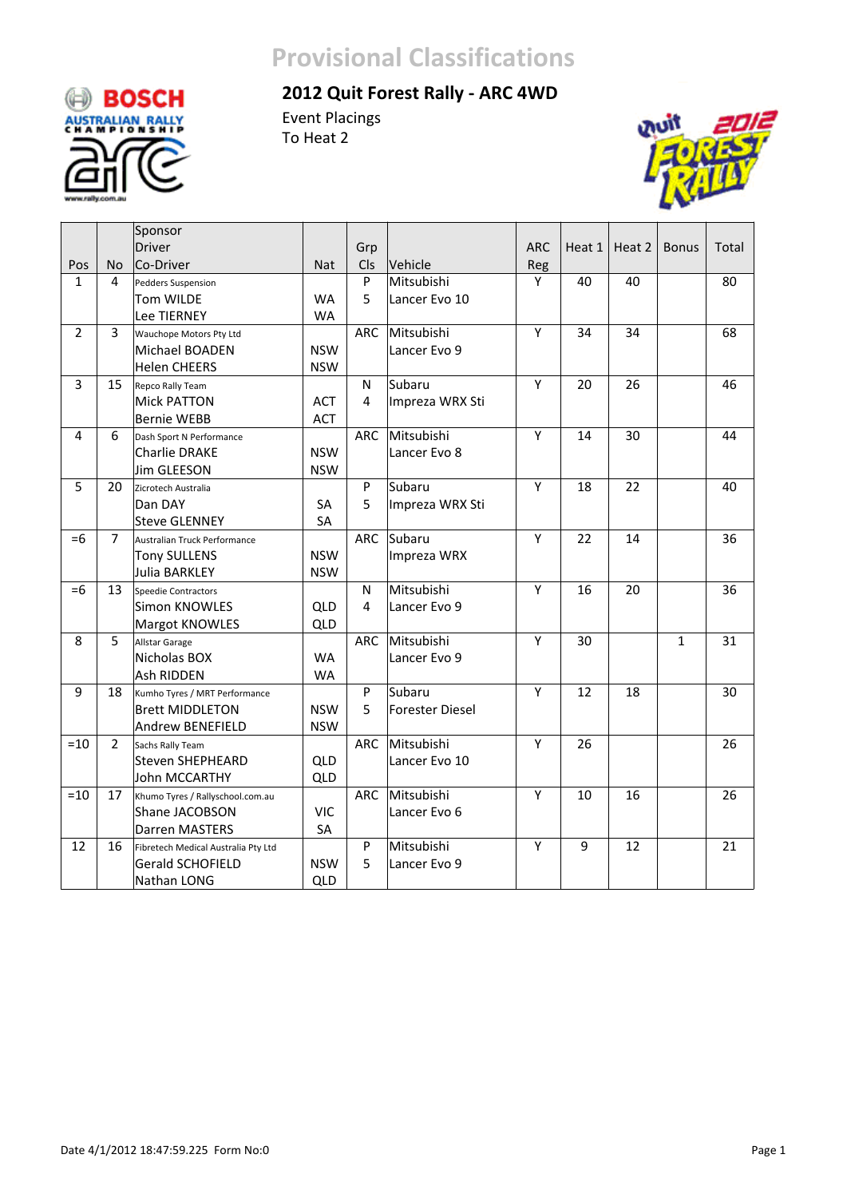# Provisional Classifications

## 2012 Quit Forest Rally - ARC 4WD

Event Placings
To Heat 2

| Pos | No | Sponsor<br>Driver<br>Co-Driver | Nat | Grp<br>Cls | Vehicle | ARC<br>Reg | Heat 1 | Heat 2 | Bonus | Total |
|---|---|---|---|---|---|---|---|---|---|---|
| 1 | 4 | Pedders Suspension<br>Tom WILDE<br>Lee TIERNEY | <br>WA<br>WA | P<br>5 | Mitsubishi<br>Lancer Evo 10 | Y | 40 | 40 | | 80 |
| 2 | 3 | Wauchope Motors Pty Ltd<br>Michael BOADEN<br>Helen CHEERS | <br>NSW<br>NSW | ARC | Mitsubishi<br>Lancer Evo 9 | Y | 34 | 34 | | 68 |
| 3 | 15 | Repco Rally Team<br>Mick PATTON<br>Bernie WEBB | <br>ACT<br>ACT | N<br>4 | Subaru<br>Impreza WRX Sti | Y | 20 | 26 | | 46 |
| 4 | 6 | Dash Sport N Performance<br>Charlie DRAKE<br>Jim GLEESON | <br>NSW<br>NSW | ARC | Mitsubishi<br>Lancer Evo 8 | Y | 14 | 30 | | 44 |
| 5 | 20 | Zicrotech Australia<br>Dan DAY<br>Steve GLENNEY | <br>SA<br>SA | P<br>5 | Subaru<br>Impreza WRX Sti | Y | 18 | 22 | | 40 |
| =6 | 7 | Australian Truck Performance<br>Tony SULLENS<br>Julia BARKLEY | <br>NSW<br>NSW | ARC | Subaru<br>Impreza WRX | Y | 22 | 14 | | 36 |
| =6 | 13 | Speedie Contractors<br>Simon KNOWLES<br>Margot KNOWLES | <br>QLD<br>QLD | N<br>4 | Mitsubishi<br>Lancer Evo 9 | Y | 16 | 20 | | 36 |
| 8 | 5 | Allstar Garage<br>Nicholas BOX<br>Ash RIDDEN | <br>WA<br>WA | ARC | Mitsubishi<br>Lancer Evo 9 | Y | 30 | | 1 | 31 |
| 9 | 18 | Kumho Tyres / MRT Performance<br>Brett MIDDLETON<br>Andrew BENEFIELD | <br>NSW<br>NSW | P<br>5 | Subaru<br>Forester Diesel | Y | 12 | 18 | | 30 |
| =10 | 2 | Sachs Rally Team<br>Steven SHEPHEARD<br>John MCCARTHY | <br>QLD<br>QLD | ARC | Mitsubishi<br>Lancer Evo 10 | Y | 26 | | | 26 |
| =10 | 17 | Khumo Tyres / Rallyschool.com.au<br>Shane JACOBSON<br>Darren MASTERS | <br>VIC<br>SA | ARC | Mitsubishi<br>Lancer Evo 6 | Y | 10 | 16 | | 26 |
| 12 | 16 | Fibretech Medical Australia Pty Ltd<br>Gerald SCHOFIELD<br>Nathan LONG | <br>NSW<br>QLD | P<br>5 | Mitsubishi<br>Lancer Evo 9 | Y | 9 | 12 | | 21 |

Date 4/1/2012 18:47:59.225 Form No:0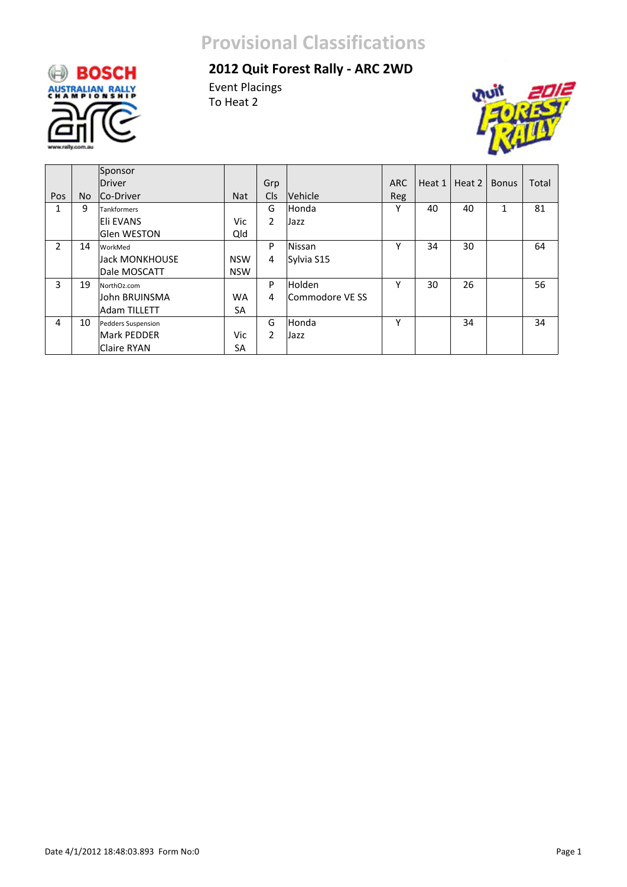# Provisional Classifications

## 2012 Quit Forest Rally - ARC 2WD

Event Placings
To Heat 2

| Pos | No | Sponsor<br>Driver<br>Co-Driver | Nat | Grp<br>Cls | Vehicle | ARC<br>Reg | Heat 1 | Heat 2 | Bonus | Total |
|---|---|---|---|---|---|---|---|---|---|---|
| 1 | 9 | Tankformers<br>Eli EVANS<br>Glen WESTON | <br>Vic<br>Qld | G<br>2 | Honda<br>Jazz | Y | 40 | 40 | 1 | 81 |
| 2 | 14 | WorkMed<br>Jack MONKHOUSE<br>Dale MOSCATT | <br>NSW<br>NSW | P<br>4 | Nissan<br>Sylvia S15 | Y | 34 | 30 | | 64 |
| 3 | 19 | NorthOz.com<br>John BRUINSMA<br>Adam TILLETT | <br>WA<br>SA | P<br>4 | Holden<br>Commodore VE SS | Y | 30 | 26 | | 56 |
| 4 | 10 | Pedders Suspension<br>Mark PEDDER<br>Claire RYAN | <br>Vic<br>SA | G<br>2 | Honda<br>Jazz | Y | | 34 | | 34 |

Date 4/1/2012 18:48:03.893 Form No:0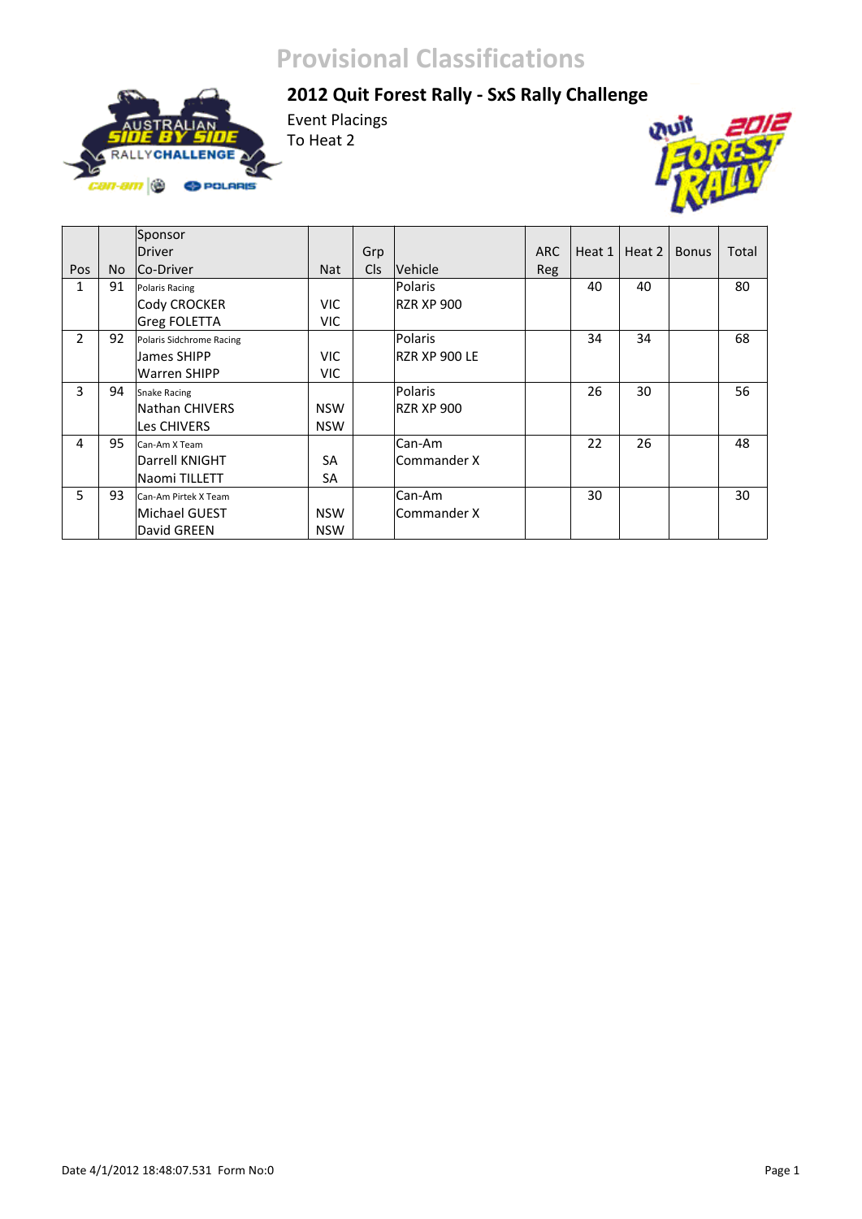# Provisional Classifications

## 2012 Quit Forest Rally - SxS Rally Challenge

Event Placings
To Heat 2

| Pos | No | Sponsor<br>Driver<br>Co-Driver | Nat | Grp<br>Cls | Vehicle | ARC<br>Reg | Heat 1 | Heat 2 | Bonus | Total |
|---|---|---|---|---|---|---|---|---|---|---|
| 1 | 91 | Polaris Racing<br>Cody CROCKER<br>Greg FOLETTA | <br>VIC<br>VIC | | Polaris<br>RZR XP 900 | | 40 | 40 | | 80 |
| 2 | 92 | Polaris Sidchrome Racing<br>James SHIPP<br>Warren SHIPP | <br>VIC<br>VIC | | Polaris<br>RZR XP 900 LE | | 34 | 34 | | 68 |
| 3 | 94 | Snake Racing<br>Nathan CHIVERS<br>Les CHIVERS | <br>NSW<br>NSW | | Polaris<br>RZR XP 900 | | 26 | 30 | | 56 |
| 4 | 95 | Can-Am X Team<br>Darrell KNIGHT<br>Naomi TILLETT | <br>SA<br>SA | | Can-Am<br>Commander X | | 22 | 26 | | 48 |
| 5 | 93 | Can-Am Pirtek X Team<br>Michael GUEST<br>David GREEN | <br>NSW<br>NSW | | Can-Am<br>Commander X | | 30 | | | 30 |

Date 4/1/2012 18:48:07.531 Form No:0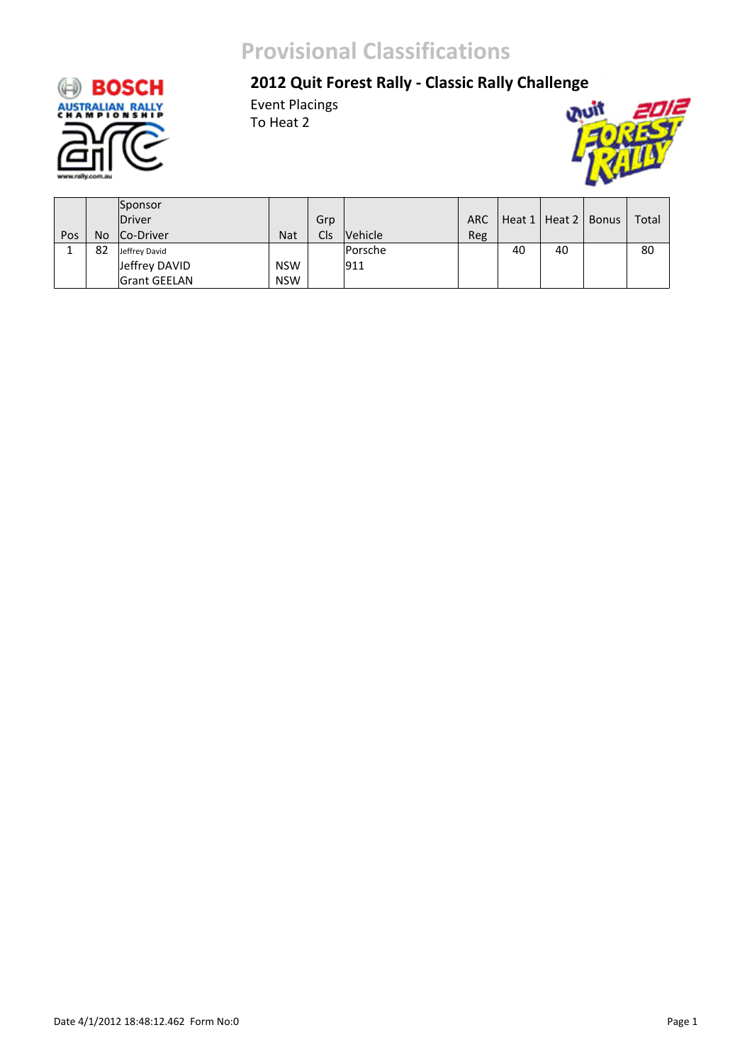# Provisional Classifications

## 2012 Quit Forest Rally - Classic Rally Challenge

Event Placings
To Heat 2

| Pos | No | Sponsor<br>Driver<br>Co-Driver | Nat | Grp<br>Cls | Vehicle | ARC<br>Reg | Heat 1 | Heat 2 | Bonus | Total |
|---|---|---|---|---|---|---|---|---|---|---|
| 1 | 82 | Jeffrey David<br>Jeffrey DAVID<br>Grant GEELAN | <br>NSW<br>NSW | | Porsche<br>911 | | 40 | 40 | | 80 |

Date 4/1/2012 18:48:12.462 Form No:0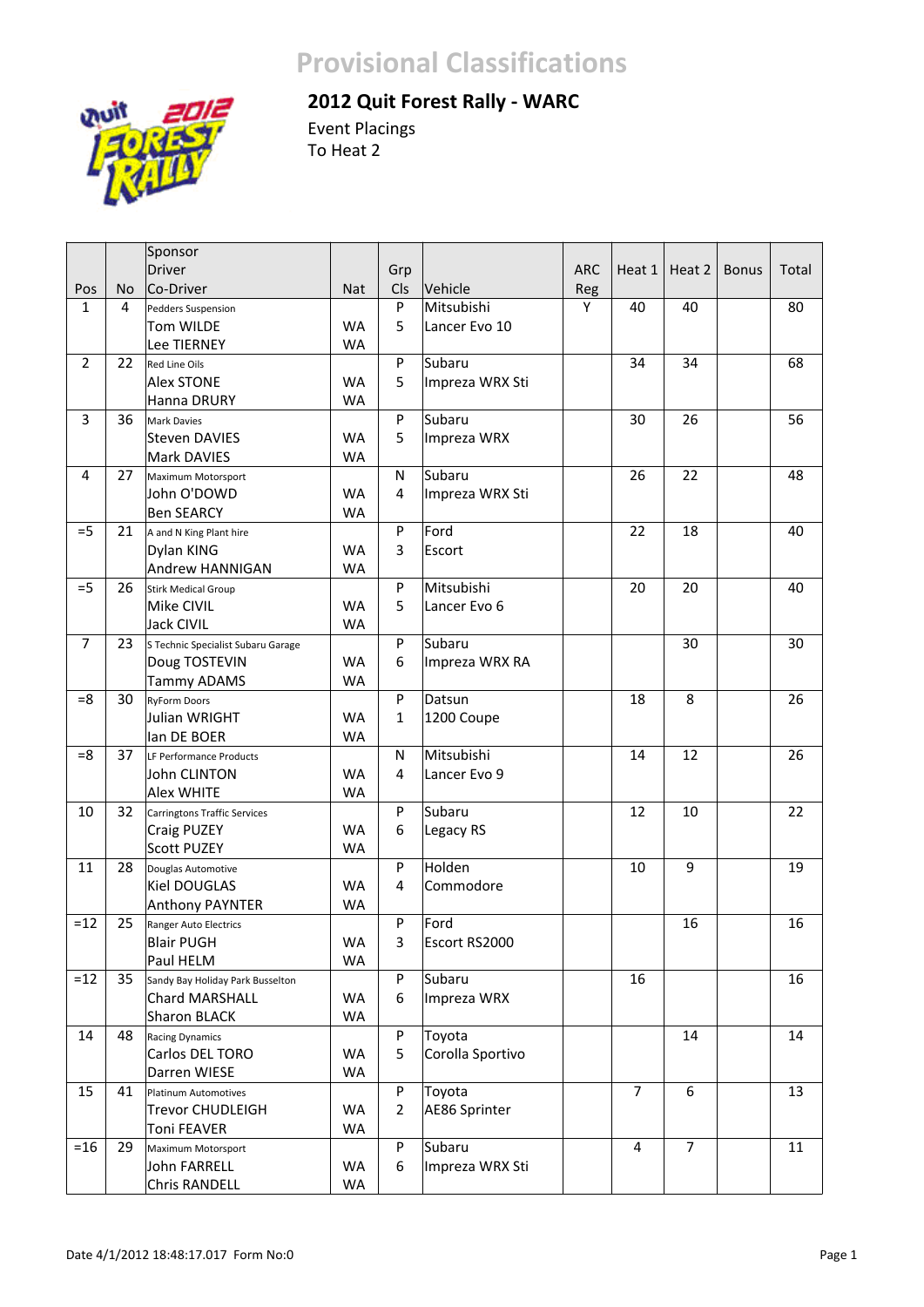# Provisional Classifications

## 2012 Quit Forest Rally - WARC

Event Placings
To Heat 2

| Pos | No | Sponsor<br>Driver<br>Co-Driver | Nat | Grp<br>Cls | Vehicle | ARC<br>Reg | Heat 1 | Heat 2 | Bonus | Total |
|---|---|---|---|---|---|---|---|---|---|---|
| 1 | 4 | Pedders Suspension<br>Tom WILDE<br>Lee TIERNEY | <br>WA<br>WA | P<br>5 | Mitsubishi<br>Lancer Evo 10 | Y | 40 | 40 | | 80 |
| 2 | 22 | Red Line Oils<br>Alex STONE<br>Hanna DRURY | <br>WA<br>WA | P<br>5 | Subaru<br>Impreza WRX Sti | | 34 | 34 | | 68 |
| 3 | 36 | Mark Davies<br>Steven DAVIES<br>Mark DAVIES | <br>WA<br>WA | P<br>5 | Subaru<br>Impreza WRX | | 30 | 26 | | 56 |
| 4 | 27 | Maximum Motorsport<br>John O'DOWD<br>Ben SEARCY | <br>WA<br>WA | N<br>4 | Subaru<br>Impreza WRX Sti | | 26 | 22 | | 48 |
| =5 | 21 | A and N King Plant hire<br>Dylan KING<br>Andrew HANNIGAN | <br>WA<br>WA | P<br>3 | Ford<br>Escort | | 22 | 18 | | 40 |
| =5 | 26 | Stirk Medical Group<br>Mike CIVIL<br>Jack CIVIL | <br>WA<br>WA | P<br>5 | Mitsubishi<br>Lancer Evo 6 | | 20 | 20 | | 40 |
| 7 | 23 | S Technic Specialist Subaru Garage<br>Doug TOSTEVIN<br>Tammy ADAMS | <br>WA<br>WA | P<br>6 | Subaru<br>Impreza WRX RA | | | 30 | | 30 |
| =8 | 30 | RyForm Doors<br>Julian WRIGHT<br>Ian DE BOER | <br>WA<br>WA | P<br>1 | Datsun<br>1200 Coupe | | 18 | 8 | | 26 |
| =8 | 37 | LF Performance Products<br>John CLINTON<br>Alex WHITE | <br>WA<br>WA | N<br>4 | Mitsubishi<br>Lancer Evo 9 | | 14 | 12 | | 26 |
| 10 | 32 | Carringtons Traffic Services<br>Craig PUZEY<br>Scott PUZEY | <br>WA<br>WA | P<br>6 | Subaru<br>Legacy RS | | 12 | 10 | | 22 |
| 11 | 28 | Douglas Automotive<br>Kiel DOUGLAS<br>Anthony PAYNTER | <br>WA<br>WA | P<br>4 | Holden<br>Commodore | | 10 | 9 | | 19 |
| =12 | 25 | Ranger Auto Electrics<br>Blair PUGH<br>Paul HELM | <br>WA<br>WA | P<br>3 | Ford<br>Escort RS2000 | | | 16 | | 16 |
| =12 | 35 | Sandy Bay Holiday Park Busselton<br>Chard MARSHALL<br>Sharon BLACK | <br>WA<br>WA | P<br>6 | Subaru<br>Impreza WRX | | 16 | | | 16 |
| 14 | 48 | Racing Dynamics<br>Carlos DEL TORO<br>Darren WIESE | <br>WA<br>WA | P<br>5 | Toyota<br>Corolla Sportivo | | | 14 | | 14 |
| 15 | 41 | Platinum Automotives<br>Trevor CHUDLEIGH<br>Toni FEAVER | <br>WA<br>WA | P<br>2 | Toyota<br>AE86 Sprinter | | 7 | 6 | | 13 |
| =16 | 29 | Maximum Motorsport<br>John FARRELL<br>Chris RANDELL | <br>WA<br>WA | P<br>6 | Subaru<br>Impreza WRX Sti | | 4 | 7 | | 11 |

Date 4/1/2012 18:48:17.017 Form No:0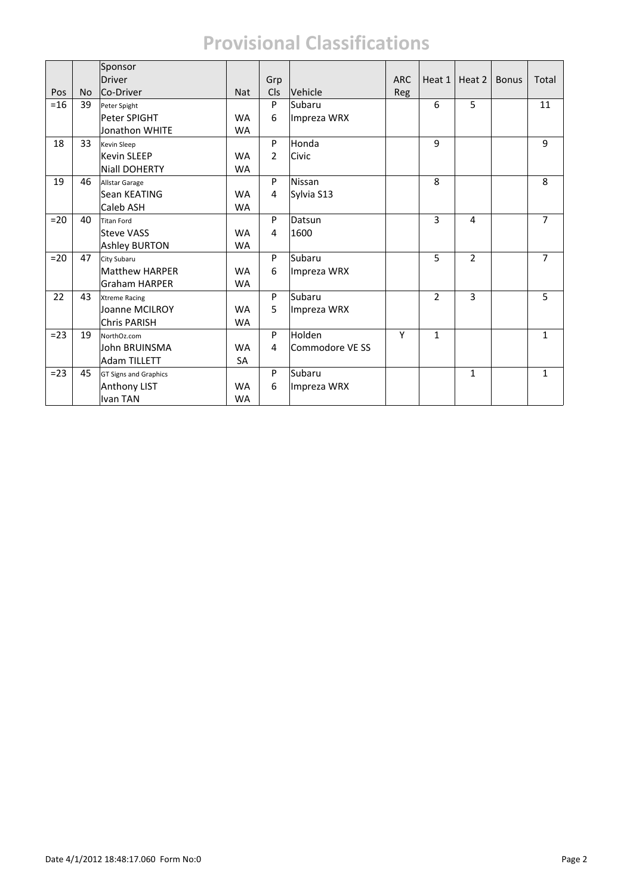# Provisional Classifications

| Pos | No | Sponsor<br>Driver<br>Co-Driver | Nat | Grp<br>Cls | Vehicle | ARC<br>Reg | Heat 1 | Heat 2 | Bonus | Total |
|---|---|---|---|---|---|---|---|---|---|---|
| =16 | 39 | Peter Spight<br>Peter SPIGHT<br>Jonathon WHITE | <br>WA<br>WA | P<br>6 | Subaru<br>Impreza WRX | | 6 | 5 | | 11 |
| 18 | 33 | Kevin Sleep<br>Kevin SLEEP<br>Niall DOHERTY | <br>WA<br>WA | P<br>2 | Honda<br>Civic | | 9 | | | 9 |
| 19 | 46 | Allstar Garage<br>Sean KEATING<br>Caleb ASH | <br>WA<br>WA | P<br>4 | Nissan<br>Sylvia S13 | | 8 | | | 8 |
| =20 | 40 | Titan Ford<br>Steve VASS<br>Ashley BURTON | <br>WA<br>WA | P<br>4 | Datsun<br>1600 | | 3 | 4 | | 7 |
| =20 | 47 | City Subaru<br>Matthew HARPER<br>Graham HARPER | <br>WA<br>WA | P<br>6 | Subaru<br>Impreza WRX | | 5 | 2 | | 7 |
| 22 | 43 | Xtreme Racing<br>Joanne MCILROY<br>Chris PARISH | <br>WA<br>WA | P<br>5 | Subaru<br>Impreza WRX | | 2 | 3 | | 5 |
| =23 | 19 | NorthOz.com<br>John BRUINSMA<br>Adam TILLETT | <br>WA<br>SA | P<br>4 | Holden<br>Commodore VE SS | Y | 1 | | | 1 |
| =23 | 45 | GT Signs and Graphics<br>Anthony LIST<br>Ivan TAN | <br>WA<br>WA | P<br>6 | Subaru<br>Impreza WRX | | | 1 | | 1 |

Date 4/1/2012 18:48:17.060 Form No:0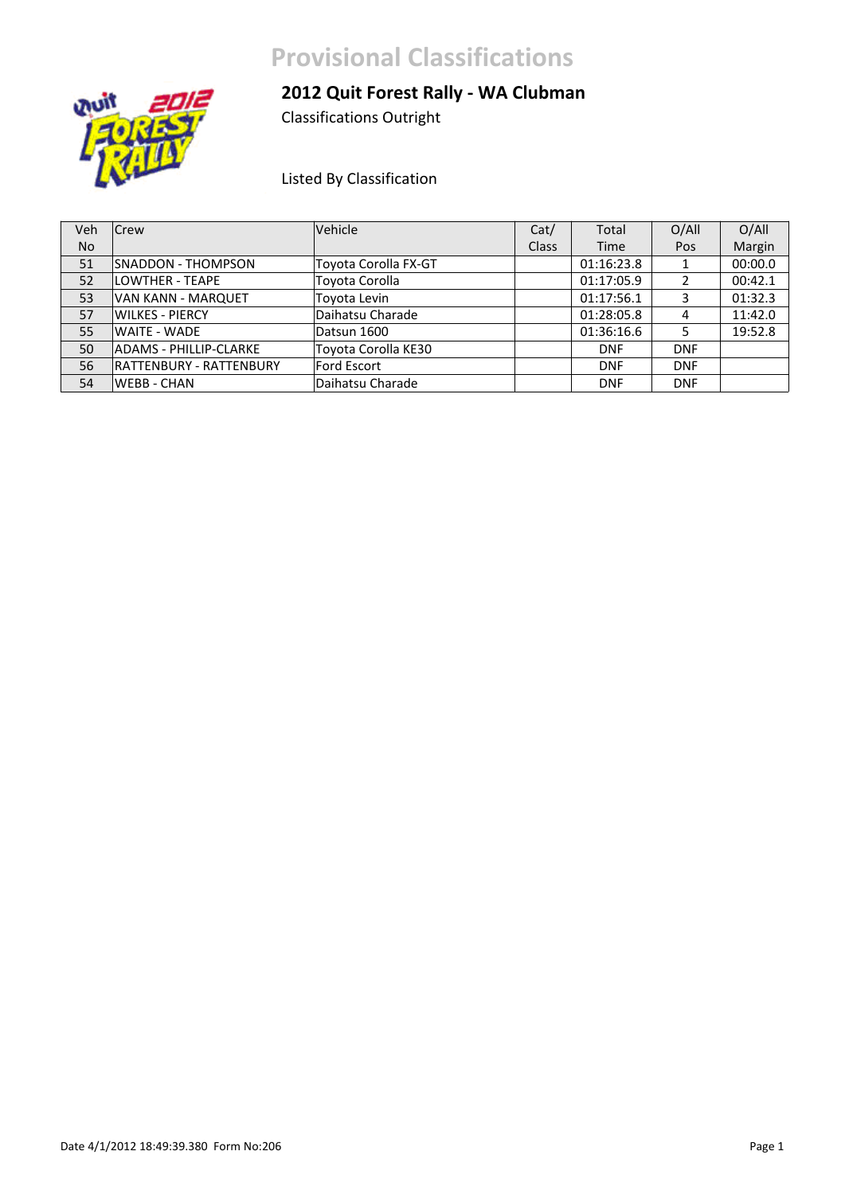# Provisional Classifications

## 2012 Quit Forest Rally - WA Clubman

Classifications Outright

Listed By Classification

| Veh No | Crew | Vehicle | Cat/ Class | Total Time | O/All Pos | O/All Margin |
|---|---|---|---|---|---|---|
| 51 | SNADDON - THOMPSON | Toyota Corolla FX-GT | | 01:16:23.8 | 1 | 00:00.0 |
| 52 | LOWTHER - TEAPE | Toyota Corolla | | 01:17:05.9 | 2 | 00:42.1 |
| 53 | VAN KANN - MARQUET | Toyota Levin | | 01:17:56.1 | 3 | 01:32.3 |
| 57 | WILKES - PIERCY | Daihatsu Charade | | 01:28:05.8 | 4 | 11:42.0 |
| 55 | WAITE - WADE | Datsun 1600 | | 01:36:16.6 | 5 | 19:52.8 |
| 50 | ADAMS - PHILLIP-CLARKE | Toyota Corolla KE30 | | DNF | DNF | |
| 56 | RATTENBURY - RATTENBURY | Ford Escort | | DNF | DNF | |
| 54 | WEBB - CHAN | Daihatsu Charade | | DNF | DNF | |

Date 4/1/2012 18:49:39.380 Form No:206